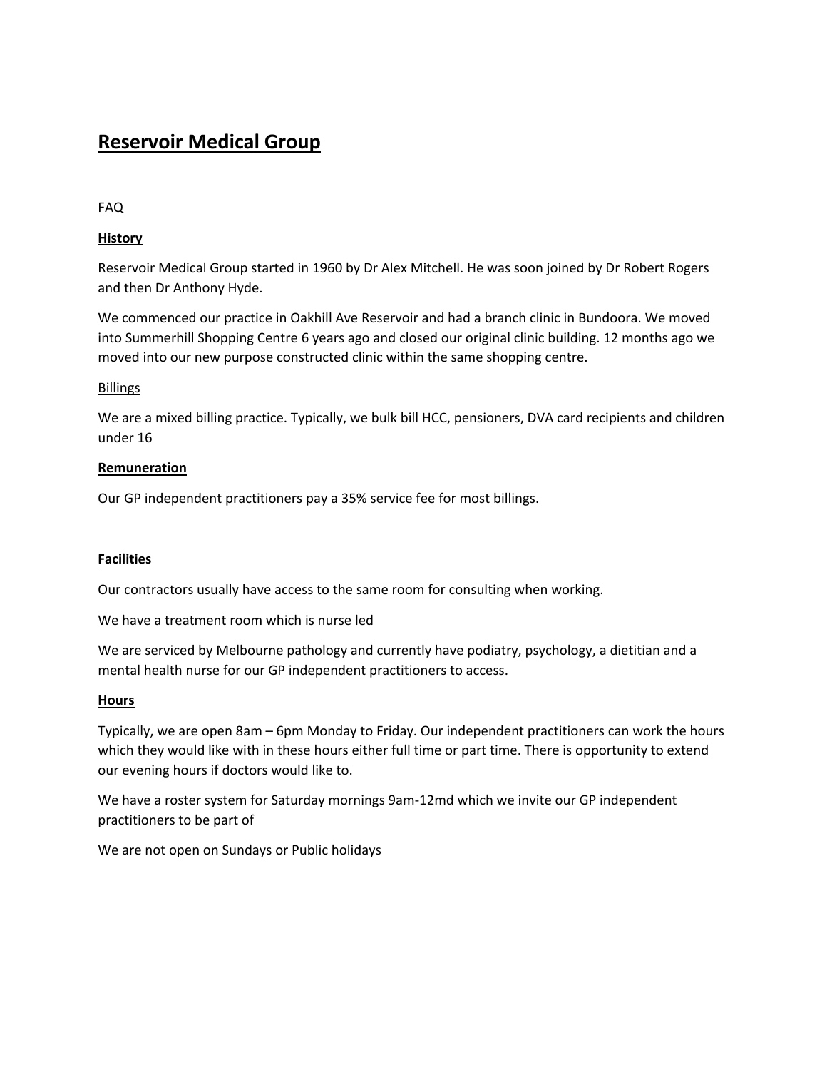# Reservoir Medical Group

FAQ

## History

Reservoir Medical Group started in 1960 by Dr Alex Mitchell. He was soon joined by Dr Robert Rogers and then Dr Anthony Hyde.

We commenced our practice in Oakhill Ave Reservoir and had a branch clinic in Bundoora. We moved into Summerhill Shopping Centre 6 years ago and closed our original clinic building. 12 months ago we moved into our new purpose constructed clinic within the same shopping centre.

## Billings

We are a mixed billing practice. Typically, we bulk bill HCC, pensioners, DVA card recipients and children under 16

## Remuneration

Our GP independent practitioners pay a 35% service fee for most billings.

## Facilities

Our contractors usually have access to the same room for consulting when working.

We have a treatment room which is nurse led

We are serviced by Melbourne pathology and currently have podiatry, psychology, a dietitian and a mental health nurse for our GP independent practitioners to access.

## Hours

Typically, we are open 8am – 6pm Monday to Friday. Our independent practitioners can work the hours which they would like with in these hours either full time or part time. There is opportunity to extend our evening hours if doctors would like to.

We have a roster system for Saturday mornings 9am-12md which we invite our GP independent practitioners to be part of

We are not open on Sundays or Public holidays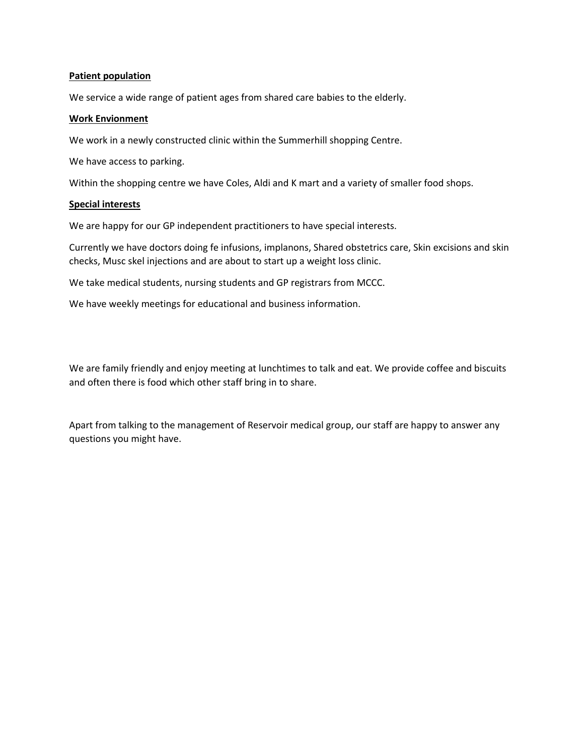**Patient population**

We service a wide range of patient ages from shared care babies to the elderly.

**Work Envionment**

We work in a newly constructed clinic within the Summerhill shopping Centre.

We have access to parking.

Within the shopping centre we have Coles, Aldi and K mart and a variety of smaller food shops.

**Special interests**

We are happy for our GP independent practitioners to have special interests.

Currently we have doctors doing fe infusions, implanons, Shared obstetrics care, Skin excisions and skin checks, Musc skel injections and are about to start up a weight loss clinic.

We take medical students, nursing students and GP registrars from MCCC.

We have weekly meetings for educational and business information.

We are family friendly and enjoy meeting at lunchtimes to talk and eat. We provide coffee and biscuits and often there is food which other staff bring in to share.

Apart from talking to the management of Reservoir medical group, our staff are happy to answer any questions you might have.